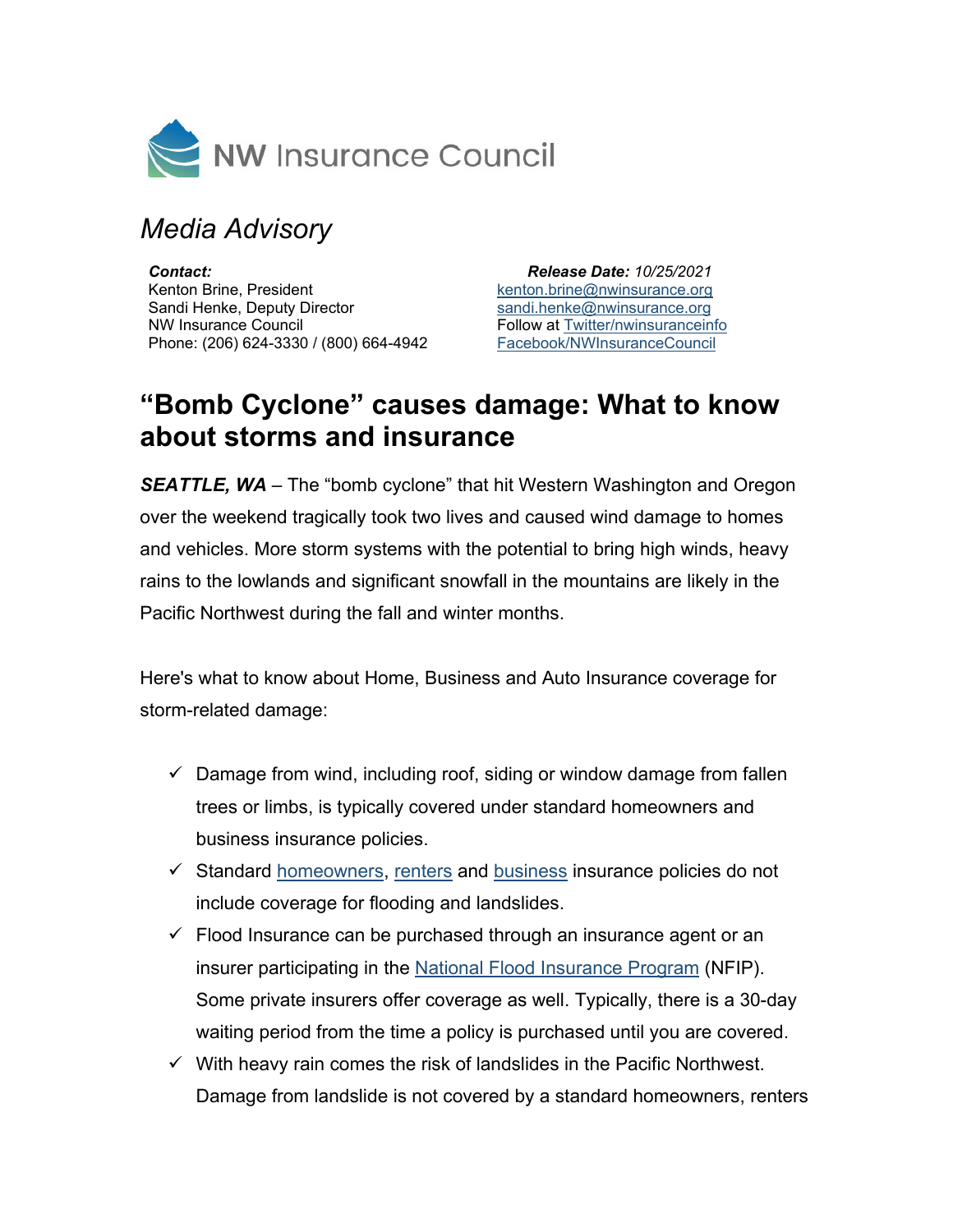NW Insurance Council

*Media Advisory*

***Contact:***
Kenton Brine, President
Sandi Henke, Deputy Director
NW Insurance Council
Phone: (206) 624-3330 / (800) 664-4942

***Release Date:*** *10/25/2021*
kenton.brine@nwinsurance.org
sandi.henke@nwinsurance.org
Follow at Twitter/nwinsuranceinfo
Facebook/NWInsuranceCouncil

# "Bomb Cyclone" causes damage: What to know about storms and insurance

***SEATTLE, WA*** – The "bomb cyclone" that hit Western Washington and Oregon over the weekend tragically took two lives and caused wind damage to homes and vehicles. More storm systems with the potential to bring high winds, heavy rains to the lowlands and significant snowfall in the mountains are likely in the Pacific Northwest during the fall and winter months.

Here's what to know about Home, Business and Auto Insurance coverage for storm-related damage:

- ✓ Damage from wind, including roof, siding or window damage from fallen trees or limbs, is typically covered under standard homeowners and business insurance policies.
- ✓ Standard homeowners, renters and business insurance policies do not include coverage for flooding and landslides.
- ✓ Flood Insurance can be purchased through an insurance agent or an insurer participating in the National Flood Insurance Program (NFIP). Some private insurers offer coverage as well. Typically, there is a 30-day waiting period from the time a policy is purchased until you are covered.
- ✓ With heavy rain comes the risk of landslides in the Pacific Northwest. Damage from landslide is not covered by a standard homeowners, renters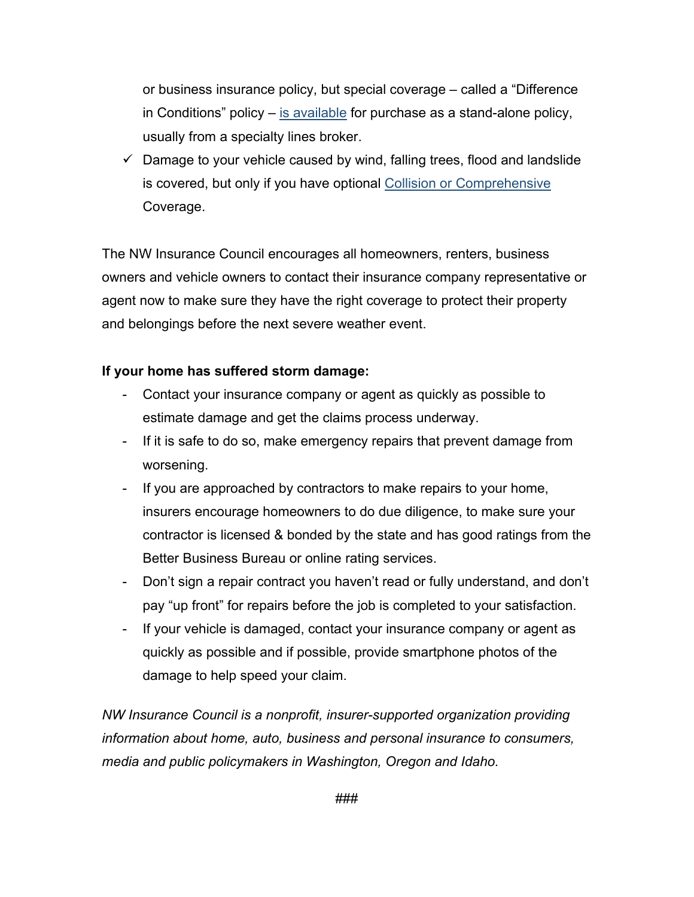or business insurance policy, but special coverage – called a “Difference in Conditions” policy – is available for purchase as a stand-alone policy, usually from a specialty lines broker.

- ✓ Damage to your vehicle caused by wind, falling trees, flood and landslide is covered, but only if you have optional Collision or Comprehensive Coverage.

The NW Insurance Council encourages all homeowners, renters, business owners and vehicle owners to contact their insurance company representative or agent now to make sure they have the right coverage to protect their property and belongings before the next severe weather event.

**If your home has suffered storm damage:**

- Contact your insurance company or agent as quickly as possible to estimate damage and get the claims process underway.
- If it is safe to do so, make emergency repairs that prevent damage from worsening.
- If you are approached by contractors to make repairs to your home, insurers encourage homeowners to do due diligence, to make sure your contractor is licensed & bonded by the state and has good ratings from the Better Business Bureau or online rating services.
- Don’t sign a repair contract you haven’t read or fully understand, and don’t pay “up front” for repairs before the job is completed to your satisfaction.
- If your vehicle is damaged, contact your insurance company or agent as quickly as possible and if possible, provide smartphone photos of the damage to help speed your claim.

*NW Insurance Council is a nonprofit, insurer-supported organization providing information about home, auto, business and personal insurance to consumers, media and public policymakers in Washington, Oregon and Idaho.*

###